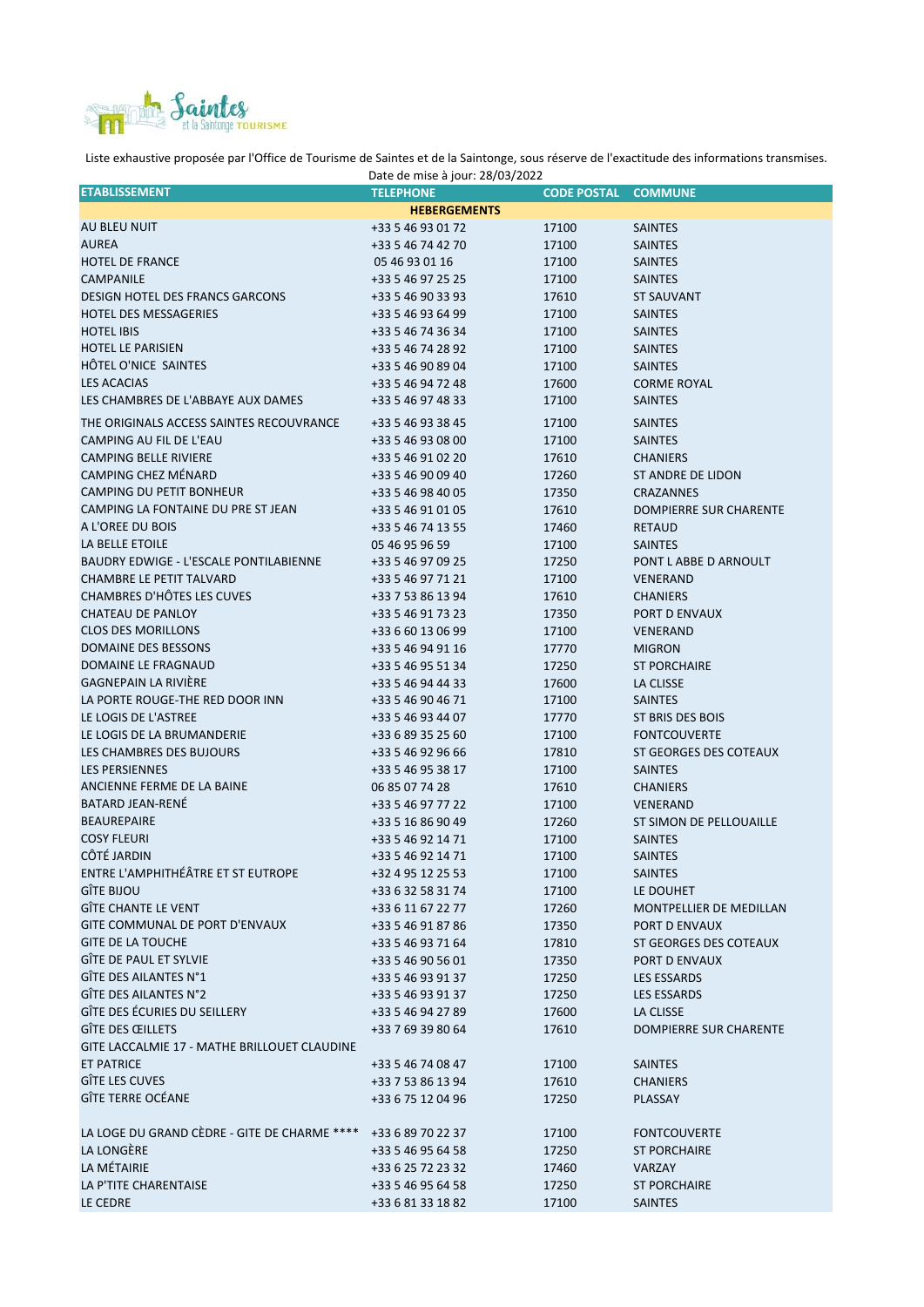Liste exhaustive proposée par l'Office de Tourisme de Saintes et de la Saintonge, sous réserve de l'exactitude des informations transmises.

Date de mise à jour: 28/03/2022

| ETABLISSEMENT | TELEPHONE | CODE POSTAL | COMMUNE |
|---|---|---|---|
| | **HEBERGEMENTS** | | |
| AU BLEU NUIT | +33 5 46 93 01 72 | 17100 | SAINTES |
| AUREA | +33 5 46 74 42 70 | 17100 | SAINTES |
| HOTEL DE FRANCE | 05 46 93 01 16 | 17100 | SAINTES |
| CAMPANILE | +33 5 46 97 25 25 | 17100 | SAINTES |
| DESIGN HOTEL DES FRANCS GARCONS | +33 5 46 90 33 93 | 17610 | ST SAUVANT |
| HOTEL DES MESSAGERIES | +33 5 46 93 64 99 | 17100 | SAINTES |
| HOTEL IBIS | +33 5 46 74 36 34 | 17100 | SAINTES |
| HOTEL LE PARISIEN | +33 5 46 74 28 92 | 17100 | SAINTES |
| HÔTEL O'NICE SAINTES | +33 5 46 90 89 04 | 17100 | SAINTES |
| LES ACACIAS | +33 5 46 94 72 48 | 17600 | CORME ROYAL |
| LES CHAMBRES DE L'ABBAYE AUX DAMES | +33 5 46 97 48 33 | 17100 | SAINTES |
| THE ORIGINALS ACCESS SAINTES RECOUVRANCE | +33 5 46 93 38 45 | 17100 | SAINTES |
| CAMPING AU FIL DE L'EAU | +33 5 46 93 08 00 | 17100 | SAINTES |
| CAMPING BELLE RIVIERE | +33 5 46 91 02 20 | 17610 | CHANIERS |
| CAMPING CHEZ MÉNARD | +33 5 46 90 09 40 | 17260 | ST ANDRE DE LIDON |
| CAMPING DU PETIT BONHEUR | +33 5 46 98 40 05 | 17350 | CRAZANNES |
| CAMPING LA FONTAINE DU PRE ST JEAN | +33 5 46 91 01 05 | 17610 | DOMPIERRE SUR CHARENTE |
| A L'OREE DU BOIS | +33 5 46 74 13 55 | 17460 | RETAUD |
| LA BELLE ETOILE | 05 46 95 96 59 | 17100 | SAINTES |
| BAUDRY EDWIGE - L'ESCALE PONTILABIENNE | +33 5 46 97 09 25 | 17250 | PONT L ABBE D ARNOULT |
| CHAMBRE LE PETIT TALVARD | +33 5 46 97 71 21 | 17100 | VENERAND |
| CHAMBRES D'HÔTES LES CUVES | +33 7 53 86 13 94 | 17610 | CHANIERS |
| CHATEAU DE PANLOY | +33 5 46 91 73 23 | 17350 | PORT D ENVAUX |
| CLOS DES MORILLONS | +33 6 60 13 06 99 | 17100 | VENERAND |
| DOMAINE DES BESSONS | +33 5 46 94 91 16 | 17770 | MIGRON |
| DOMAINE LE FRAGNAUD | +33 5 46 95 51 34 | 17250 | ST PORCHAIRE |
| GAGNEPAIN LA RIVIÈRE | +33 5 46 94 44 33 | 17600 | LA CLISSE |
| LA PORTE ROUGE-THE RED DOOR INN | +33 5 46 90 46 71 | 17100 | SAINTES |
| LE LOGIS DE L'ASTREE | +33 5 46 93 44 07 | 17770 | ST BRIS DES BOIS |
| LE LOGIS DE LA BRUMANDERIE | +33 6 89 35 25 60 | 17100 | FONTCOUVERTE |
| LES CHAMBRES DES BUJOURS | +33 5 46 92 96 66 | 17810 | ST GEORGES DES COTEAUX |
| LES PERSIENNES | +33 5 46 95 38 17 | 17100 | SAINTES |
| ANCIENNE FERME DE LA BAINE | 06 85 07 74 28 | 17610 | CHANIERS |
| BATARD JEAN-RENÉ | +33 5 46 97 77 22 | 17100 | VENERAND |
| BEAUREPAIRE | +33 5 16 86 90 49 | 17260 | ST SIMON DE PELLOUAILLE |
| COSY FLEURI | +33 5 46 92 14 71 | 17100 | SAINTES |
| CÔTÉ JARDIN | +33 5 46 92 14 71 | 17100 | SAINTES |
| ENTRE L'AMPHITHÉÂTRE ET ST EUTROPE | +32 4 95 12 25 53 | 17100 | SAINTES |
| GÎTE BIJOU | +33 6 32 58 31 74 | 17100 | LE DOUHET |
| GÎTE CHANTE LE VENT | +33 6 11 67 22 77 | 17260 | MONTPELLIER DE MEDILLAN |
| GITE COMMUNAL DE PORT D'ENVAUX | +33 5 46 91 87 86 | 17350 | PORT D ENVAUX |
| GITE DE LA TOUCHE | +33 5 46 93 71 64 | 17810 | ST GEORGES DES COTEAUX |
| GÎTE DE PAUL ET SYLVIE | +33 5 46 90 56 01 | 17350 | PORT D ENVAUX |
| GÎTE DES AILANTES N°1 | +33 5 46 93 91 37 | 17250 | LES ESSARDS |
| GÎTE DES AILANTES N°2 | +33 5 46 93 91 37 | 17250 | LES ESSARDS |
| GÎTE DES ÉCURIES DU SEILLERY | +33 5 46 94 27 89 | 17600 | LA CLISSE |
| GÎTE DES ŒILLETS | +33 7 69 39 80 64 | 17610 | DOMPIERRE SUR CHARENTE |
| GITE LACCALMIE 17 - MATHE BRILLOUET CLAUDINE ET PATRICE | +33 5 46 74 08 47 | 17100 | SAINTES |
| GÎTE LES CUVES | +33 7 53 86 13 94 | 17610 | CHANIERS |
| GÎTE TERRE OCÉANE | +33 6 75 12 04 96 | 17250 | PLASSAY |
| LA LOGE DU GRAND CÈDRE - GITE DE CHARME **** | +33 6 89 70 22 37 | 17100 | FONTCOUVERTE |
| LA LONGÈRE | +33 5 46 95 64 58 | 17250 | ST PORCHAIRE |
| LA MÉTAIRIE | +33 6 25 72 23 32 | 17460 | VARZAY |
| LA P'TITE CHARENTAISE | +33 5 46 95 64 58 | 17250 | ST PORCHAIRE |
| LE CEDRE | +33 6 81 33 18 82 | 17100 | SAINTES |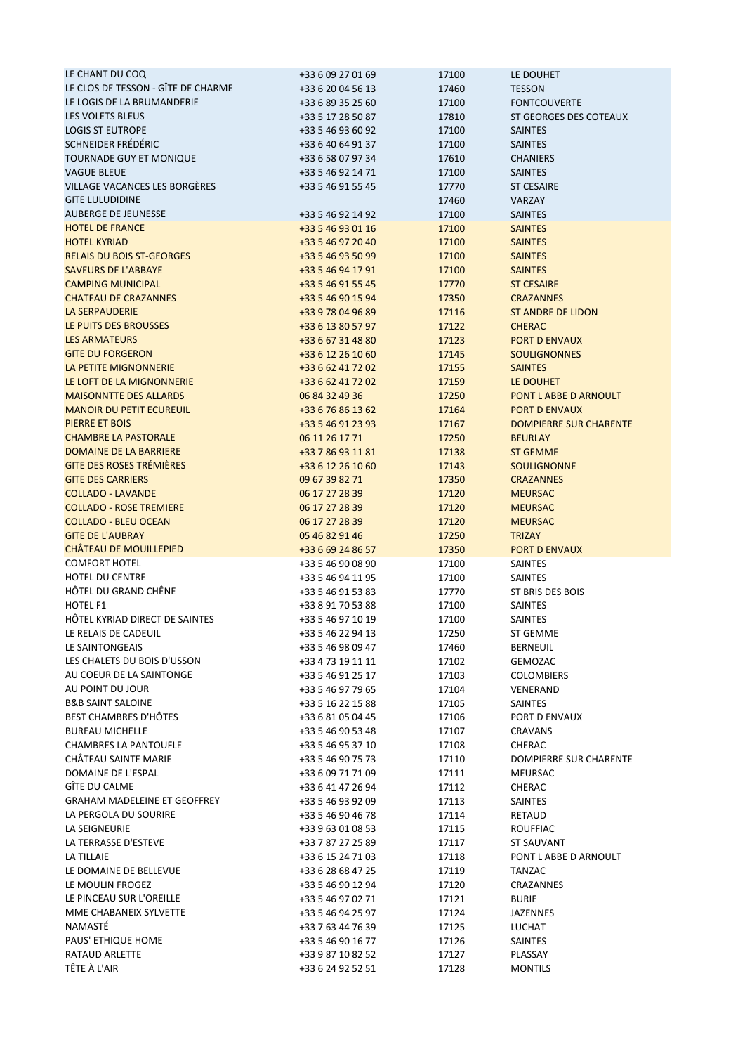| | | | |
|---|---|---|---|
| LE CHANT DU COQ | +33 6 09 27 01 69 | 17100 | LE DOUHET |
| LE CLOS DE TESSON - GÎTE DE CHARME | +33 6 20 04 56 13 | 17460 | TESSON |
| LE LOGIS DE LA BRUMANDERIE | +33 6 89 35 25 60 | 17100 | FONTCOUVERTE |
| LES VOLETS BLEUS | +33 5 17 28 50 87 | 17810 | ST GEORGES DES COTEAUX |
| LOGIS ST EUTROPE | +33 5 46 93 60 92 | 17100 | SAINTES |
| SCHNEIDER FRÉDÉRIC | +33 6 40 64 91 37 | 17100 | SAINTES |
| TOURNADE GUY ET MONIQUE | +33 6 58 07 97 34 | 17610 | CHANIERS |
| VAGUE BLEUE | +33 5 46 92 14 71 | 17100 | SAINTES |
| VILLAGE VACANCES LES BORGÈRES | +33 5 46 91 55 45 | 17770 | ST CESAIRE |
| GITE LULUDIDINE | | 17460 | VARZAY |
| AUBERGE DE JEUNESSE | +33 5 46 92 14 92 | 17100 | SAINTES |
| HOTEL DE FRANCE | +33 5 46 93 01 16 | 17100 | SAINTES |
| HOTEL KYRIAD | +33 5 46 97 20 40 | 17100 | SAINTES |
| RELAIS DU BOIS ST-GEORGES | +33 5 46 93 50 99 | 17100 | SAINTES |
| SAVEURS DE L'ABBAYE | +33 5 46 94 17 91 | 17100 | SAINTES |
| CAMPING MUNICIPAL | +33 5 46 91 55 45 | 17770 | ST CESAIRE |
| CHATEAU DE CRAZANNES | +33 5 46 90 15 94 | 17350 | CRAZANNES |
| LA SERPAUDERIE | +33 9 78 04 96 89 | 17116 | ST ANDRE DE LIDON |
| LE PUITS DES BROUSSES | +33 6 13 80 57 97 | 17122 | CHERAC |
| LES ARMATEURS | +33 6 67 31 48 80 | 17123 | PORT D ENVAUX |
| GITE DU FORGERON | +33 6 12 26 10 60 | 17145 | SOULIGNONNES |
| LA PETITE MIGNONNERIE | +33 6 62 41 72 02 | 17155 | SAINTES |
| LE LOFT DE LA MIGNONNERIE | +33 6 62 41 72 02 | 17159 | LE DOUHET |
| MAISONNTTE DES ALLARDS | 06 84 32 49 36 | 17250 | PONT L ABBE D ARNOULT |
| MANOIR DU PETIT ECUREUIL | +33 6 76 86 13 62 | 17164 | PORT D ENVAUX |
| PIERRE ET BOIS | +33 5 46 91 23 93 | 17167 | DOMPIERRE SUR CHARENTE |
| CHAMBRE LA PASTORALE | 06 11 26 17 71 | 17250 | BEURLAY |
| DOMAINE DE LA BARRIERE | +33 7 86 93 11 81 | 17138 | ST GEMME |
| GITE DES ROSES TRÉMIÈRES | +33 6 12 26 10 60 | 17143 | SOULIGNONNE |
| GITE DES CARRIERS | 09 67 39 82 71 | 17350 | CRAZANNES |
| COLLADO - LAVANDE | 06 17 27 28 39 | 17120 | MEURSAC |
| COLLADO - ROSE TREMIERE | 06 17 27 28 39 | 17120 | MEURSAC |
| COLLADO - BLEU OCEAN | 06 17 27 28 39 | 17120 | MEURSAC |
| GITE DE L'AUBRAY | 05 46 82 91 46 | 17250 | TRIZAY |
| CHÂTEAU DE MOUILLEPIED | +33 6 69 24 86 57 | 17350 | PORT D ENVAUX |
| COMFORT HOTEL | +33 5 46 90 08 90 | 17100 | SAINTES |
| HOTEL DU CENTRE | +33 5 46 94 11 95 | 17100 | SAINTES |
| HÔTEL DU GRAND CHÊNE | +33 5 46 91 53 83 | 17770 | ST BRIS DES BOIS |
| HOTEL F1 | +33 8 91 70 53 88 | 17100 | SAINTES |
| HÔTEL KYRIAD DIRECT DE SAINTES | +33 5 46 97 10 19 | 17100 | SAINTES |
| LE RELAIS DE CADEUIL | +33 5 46 22 94 13 | 17250 | ST GEMME |
| LE SAINTONGEAIS | +33 5 46 98 09 47 | 17460 | BERNEUIL |
| LES CHALETS DU BOIS D'USSON | +33 4 73 19 11 11 | 17102 | GEMOZAC |
| AU COEUR DE LA SAINTONGE | +33 5 46 91 25 17 | 17103 | COLOMBIERS |
| AU POINT DU JOUR | +33 5 46 97 79 65 | 17104 | VENERAND |
| B&B SAINT SALOINE | +33 5 16 22 15 88 | 17105 | SAINTES |
| BEST CHAMBRES D'HÔTES | +33 6 81 05 04 45 | 17106 | PORT D ENVAUX |
| BUREAU MICHELLE | +33 5 46 90 53 48 | 17107 | CRAVANS |
| CHAMBRES LA PANTOUFLE | +33 5 46 95 37 10 | 17108 | CHERAC |
| CHÂTEAU SAINTE MARIE | +33 5 46 90 75 73 | 17110 | DOMPIERRE SUR CHARENTE |
| DOMAINE DE L'ESPAL | +33 6 09 71 71 09 | 17111 | MEURSAC |
| GÎTE DU CALME | +33 6 41 47 26 94 | 17112 | CHERAC |
| GRAHAM MADELEINE ET GEOFFREY | +33 5 46 93 92 09 | 17113 | SAINTES |
| LA PERGOLA DU SOURIRE | +33 5 46 90 46 78 | 17114 | RETAUD |
| LA SEIGNEURIE | +33 9 63 01 08 53 | 17115 | ROUFFIAC |
| LA TERRASSE D'ESTEVE | +33 7 87 27 25 89 | 17117 | ST SAUVANT |
| LA TILLAIE | +33 6 15 24 71 03 | 17118 | PONT L ABBE D ARNOULT |
| LE DOMAINE DE BELLEVUE | +33 6 28 68 47 25 | 17119 | TANZAC |
| LE MOULIN FROGEZ | +33 5 46 90 12 94 | 17120 | CRAZANNES |
| LE PINCEAU SUR L'OREILLE | +33 5 46 97 02 71 | 17121 | BURIE |
| MME CHABANEIX SYLVETTE | +33 5 46 94 25 97 | 17124 | JAZENNES |
| NAMASTÉ | +33 7 63 44 76 39 | 17125 | LUCHAT |
| PAUS' ETHIQUE HOME | +33 5 46 90 16 77 | 17126 | SAINTES |
| RATAUD ARLETTE | +33 9 87 10 82 52 | 17127 | PLASSAY |
| TÊTE À L'AIR | +33 6 24 92 52 51 | 17128 | MONTILS |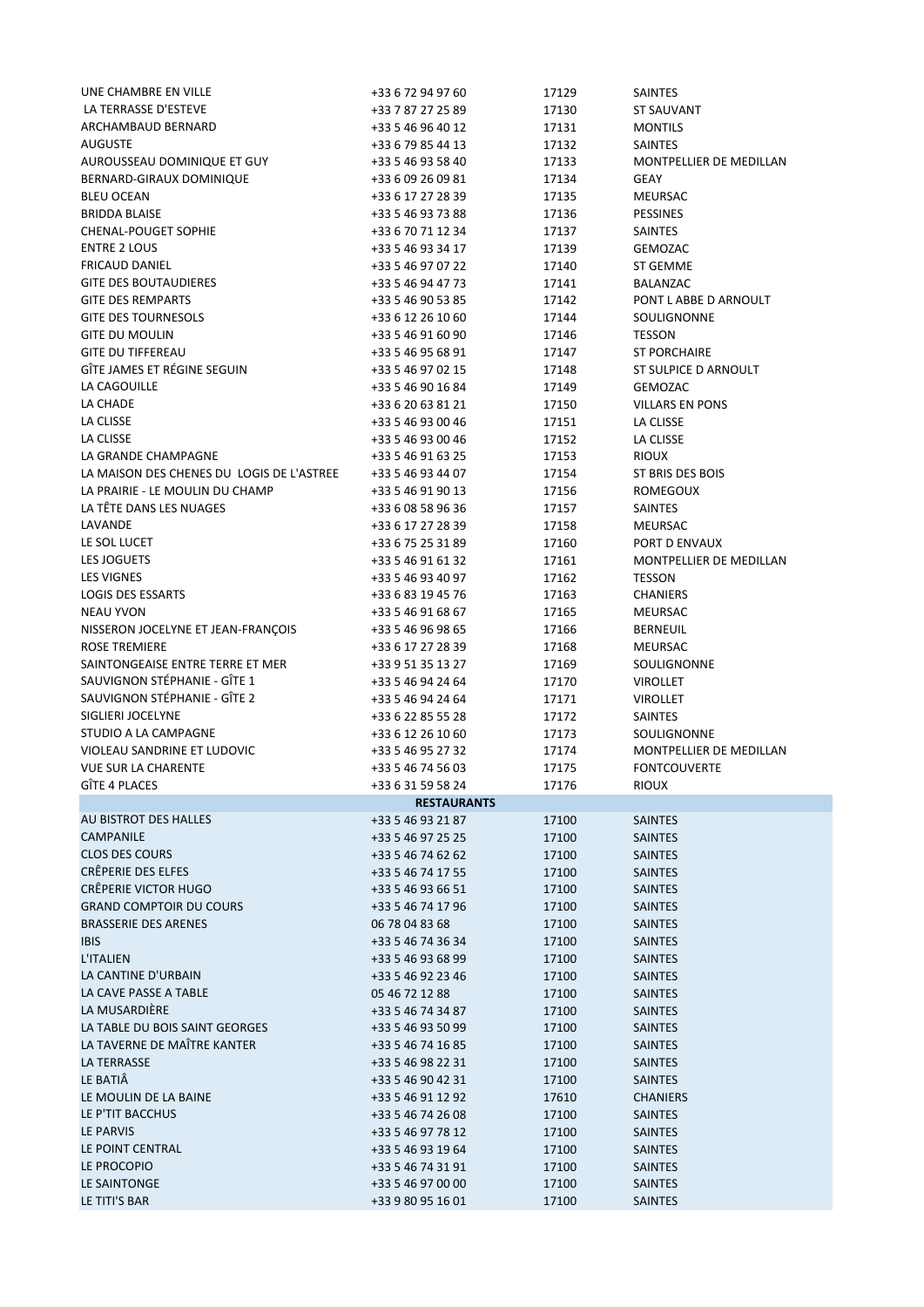| | | | |
|---|---|---|---|
| UNE CHAMBRE EN VILLE | +33 6 72 94 97 60 | 17129 | SAINTES |
| LA TERRASSE D'ESTEVE | +33 7 87 27 25 89 | 17130 | ST SAUVANT |
| ARCHAMBAUD BERNARD | +33 5 46 96 40 12 | 17131 | MONTILS |
| AUGUSTE | +33 6 79 85 44 13 | 17132 | SAINTES |
| AUROUSSEAU DOMINIQUE ET GUY | +33 5 46 93 58 40 | 17133 | MONTPELLIER DE MEDILLAN |
| BERNARD-GIRAUX DOMINIQUE | +33 6 09 26 09 81 | 17134 | GEAY |
| BLEU OCEAN | +33 6 17 27 28 39 | 17135 | MEURSAC |
| BRIDDA BLAISE | +33 5 46 93 73 88 | 17136 | PESSINES |
| CHENAL-POUGET SOPHIE | +33 6 70 71 12 34 | 17137 | SAINTES |
| ENTRE 2 LOUS | +33 5 46 93 34 17 | 17139 | GEMOZAC |
| FRICAUD DANIEL | +33 5 46 97 07 22 | 17140 | ST GEMME |
| GITE DES BOUTAUDIERES | +33 5 46 94 47 73 | 17141 | BALANZAC |
| GITE DES REMPARTS | +33 5 46 90 53 85 | 17142 | PONT L ABBE D ARNOULT |
| GITE DES TOURNESOLS | +33 6 12 26 10 60 | 17144 | SOULIGNONNE |
| GITE DU MOULIN | +33 5 46 91 60 90 | 17146 | TESSON |
| GITE DU TIFFEREAU | +33 5 46 95 68 91 | 17147 | ST PORCHAIRE |
| GÎTE JAMES ET RÉGINE SEGUIN | +33 5 46 97 02 15 | 17148 | ST SULPICE D ARNOULT |
| LA CAGOUILLE | +33 5 46 90 16 84 | 17149 | GEMOZAC |
| LA CHADE | +33 6 20 63 81 21 | 17150 | VILLARS EN PONS |
| LA CLISSE | +33 5 46 93 00 46 | 17151 | LA CLISSE |
| LA CLISSE | +33 5 46 93 00 46 | 17152 | LA CLISSE |
| LA GRANDE CHAMPAGNE | +33 5 46 91 63 25 | 17153 | RIOUX |
| LA MAISON DES CHENES DU LOGIS DE L'ASTREE | +33 5 46 93 44 07 | 17154 | ST BRIS DES BOIS |
| LA PRAIRIE - LE MOULIN DU CHAMP | +33 5 46 91 90 13 | 17156 | ROMEGOUX |
| LA TÊTE DANS LES NUAGES | +33 6 08 58 96 36 | 17157 | SAINTES |
| LAVANDE | +33 6 17 27 28 39 | 17158 | MEURSAC |
| LE SOL LUCET | +33 6 75 25 31 89 | 17160 | PORT D ENVAUX |
| LES JOGUETS | +33 5 46 91 61 32 | 17161 | MONTPELLIER DE MEDILLAN |
| LES VIGNES | +33 5 46 93 40 97 | 17162 | TESSON |
| LOGIS DES ESSARTS | +33 6 83 19 45 76 | 17163 | CHANIERS |
| NEAU YVON | +33 5 46 91 68 67 | 17165 | MEURSAC |
| NISSERON JOCELYNE ET JEAN-FRANÇOIS | +33 5 46 96 98 65 | 17166 | BERNEUIL |
| ROSE TREMIERE | +33 6 17 27 28 39 | 17168 | MEURSAC |
| SAINTONGEAISE ENTRE TERRE ET MER | +33 9 51 35 13 27 | 17169 | SOULIGNONNE |
| SAUVIGNON STÉPHANIE - GÎTE 1 | +33 5 46 94 24 64 | 17170 | VIROLLET |
| SAUVIGNON STÉPHANIE - GÎTE 2 | +33 5 46 94 24 64 | 17171 | VIROLLET |
| SIGLIERI JOCELYNE | +33 6 22 85 55 28 | 17172 | SAINTES |
| STUDIO A LA CAMPAGNE | +33 6 12 26 10 60 | 17173 | SOULIGNONNE |
| VIOLEAU SANDRINE ET LUDOVIC | +33 5 46 95 27 32 | 17174 | MONTPELLIER DE MEDILLAN |
| VUE SUR LA CHARENTE | +33 5 46 74 56 03 | 17175 | FONTCOUVERTE |
| GÎTE 4 PLACES | +33 6 31 59 58 24 | 17176 | RIOUX |
| | **RESTAURANTS** | | |
| AU BISTROT DES HALLES | +33 5 46 93 21 87 | 17100 | SAINTES |
| CAMPANILE | +33 5 46 97 25 25 | 17100 | SAINTES |
| CLOS DES COURS | +33 5 46 74 62 62 | 17100 | SAINTES |
| CRÊPERIE DES ELFES | +33 5 46 74 17 55 | 17100 | SAINTES |
| CRÊPERIE VICTOR HUGO | +33 5 46 93 66 51 | 17100 | SAINTES |
| GRAND COMPTOIR DU COURS | +33 5 46 74 17 96 | 17100 | SAINTES |
| BRASSERIE DES ARENES | 06 78 04 83 68 | 17100 | SAINTES |
| IBIS | +33 5 46 74 36 34 | 17100 | SAINTES |
| L'ITALIEN | +33 5 46 93 68 99 | 17100 | SAINTES |
| LA CANTINE D'URBAIN | +33 5 46 92 23 46 | 17100 | SAINTES |
| LA CAVE PASSE A TABLE | 05 46 72 12 88 | 17100 | SAINTES |
| LA MUSARDIÈRE | +33 5 46 74 34 87 | 17100 | SAINTES |
| LA TABLE DU BOIS SAINT GEORGES | +33 5 46 93 50 99 | 17100 | SAINTES |
| LA TAVERNE DE MAÎTRE KANTER | +33 5 46 74 16 85 | 17100 | SAINTES |
| LA TERRASSE | +33 5 46 98 22 31 | 17100 | SAINTES |
| LE BATIÂ | +33 5 46 90 42 31 | 17100 | SAINTES |
| LE MOULIN DE LA BAINE | +33 5 46 91 12 92 | 17610 | CHANIERS |
| LE P'TIT BACCHUS | +33 5 46 74 26 08 | 17100 | SAINTES |
| LE PARVIS | +33 5 46 97 78 12 | 17100 | SAINTES |
| LE POINT CENTRAL | +33 5 46 93 19 64 | 17100 | SAINTES |
| LE PROCOPIO | +33 5 46 74 31 91 | 17100 | SAINTES |
| LE SAINTONGE | +33 5 46 97 00 00 | 17100 | SAINTES |
| LE TITI'S BAR | +33 9 80 95 16 01 | 17100 | SAINTES |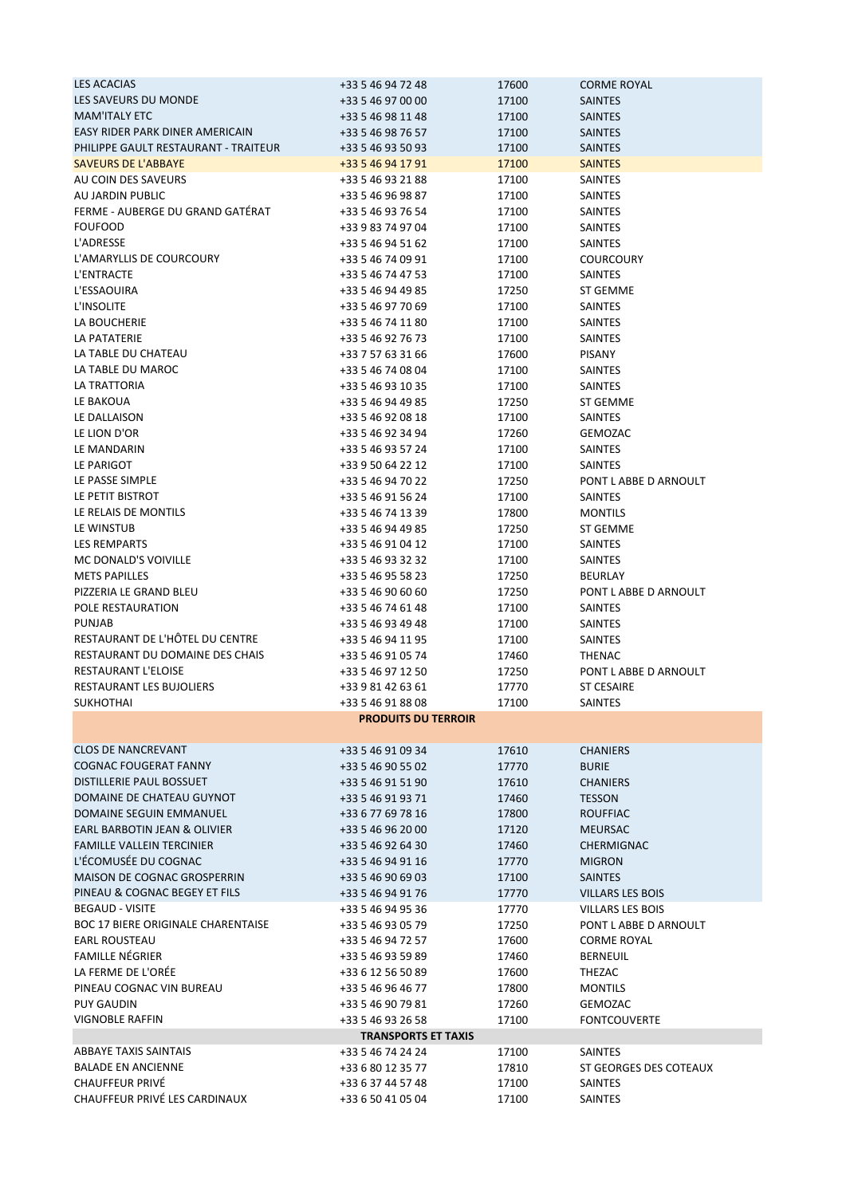| | | | |
|---|---|---|---|
| LES ACACIAS | +33 5 46 94 72 48 | 17600 | CORME ROYAL |
| LES SAVEURS DU MONDE | +33 5 46 97 00 00 | 17100 | SAINTES |
| MAM'ITALY ETC | +33 5 46 98 11 48 | 17100 | SAINTES |
| EASY RIDER PARK DINER AMERICAIN | +33 5 46 98 76 57 | 17100 | SAINTES |
| PHILIPPE GAULT RESTAURANT - TRAITEUR | +33 5 46 93 50 93 | 17100 | SAINTES |
| SAVEURS DE L'ABBAYE | +33 5 46 94 17 91 | 17100 | SAINTES |
| AU COIN DES SAVEURS | +33 5 46 93 21 88 | 17100 | SAINTES |
| AU JARDIN PUBLIC | +33 5 46 96 98 87 | 17100 | SAINTES |
| FERME - AUBERGE DU GRAND GATÉRAT | +33 5 46 93 76 54 | 17100 | SAINTES |
| FOUFOOD | +33 9 83 74 97 04 | 17100 | SAINTES |
| L'ADRESSE | +33 5 46 94 51 62 | 17100 | SAINTES |
| L'AMARYLLIS DE COURCOURY | +33 5 46 74 09 91 | 17100 | COURCOURY |
| L'ENTRACTE | +33 5 46 74 47 53 | 17100 | SAINTES |
| L'ESSAOUIRA | +33 5 46 94 49 85 | 17250 | ST GEMME |
| L'INSOLITE | +33 5 46 97 70 69 | 17100 | SAINTES |
| LA BOUCHERIE | +33 5 46 74 11 80 | 17100 | SAINTES |
| LA PATATERIE | +33 5 46 92 76 73 | 17100 | SAINTES |
| LA TABLE DU CHATEAU | +33 7 57 63 31 66 | 17600 | PISANY |
| LA TABLE DU MAROC | +33 5 46 74 08 04 | 17100 | SAINTES |
| LA TRATTORIA | +33 5 46 93 10 35 | 17100 | SAINTES |
| LE BAKOUA | +33 5 46 94 49 85 | 17250 | ST GEMME |
| LE DALLAISON | +33 5 46 92 08 18 | 17100 | SAINTES |
| LE LION D'OR | +33 5 46 92 34 94 | 17260 | GEMOZAC |
| LE MANDARIN | +33 5 46 93 57 24 | 17100 | SAINTES |
| LE PARIGOT | +33 9 50 64 22 12 | 17100 | SAINTES |
| LE PASSE SIMPLE | +33 5 46 94 70 22 | 17250 | PONT L ABBE D ARNOULT |
| LE PETIT BISTROT | +33 5 46 91 56 24 | 17100 | SAINTES |
| LE RELAIS DE MONTILS | +33 5 46 74 13 39 | 17800 | MONTILS |
| LE WINSTUB | +33 5 46 94 49 85 | 17250 | ST GEMME |
| LES REMPARTS | +33 5 46 91 04 12 | 17100 | SAINTES |
| MC DONALD'S VOIVILLE | +33 5 46 93 32 32 | 17100 | SAINTES |
| METS PAPILLES | +33 5 46 95 58 23 | 17250 | BEURLAY |
| PIZZERIA LE GRAND BLEU | +33 5 46 90 60 60 | 17250 | PONT L ABBE D ARNOULT |
| POLE RESTAURATION | +33 5 46 74 61 48 | 17100 | SAINTES |
| PUNJAB | +33 5 46 93 49 48 | 17100 | SAINTES |
| RESTAURANT DE L'HÔTEL DU CENTRE | +33 5 46 94 11 95 | 17100 | SAINTES |
| RESTAURANT DU DOMAINE DES CHAIS | +33 5 46 91 05 74 | 17460 | THENAC |
| RESTAURANT L'ELOISE | +33 5 46 97 12 50 | 17250 | PONT L ABBE D ARNOULT |
| RESTAURANT LES BUJOLIERS | +33 9 81 42 63 61 | 17770 | ST CESAIRE |
| SUKHOTHAI | +33 5 46 91 88 08 | 17100 | SAINTES |
| | **PRODUITS DU TERROIR** | | |
| CLOS DE NANCREVANT | +33 5 46 91 09 34 | 17610 | CHANIERS |
| COGNAC FOUGERAT FANNY | +33 5 46 90 55 02 | 17770 | BURIE |
| DISTILLERIE PAUL BOSSUET | +33 5 46 91 51 90 | 17610 | CHANIERS |
| DOMAINE DE CHATEAU GUYNOT | +33 5 46 91 93 71 | 17460 | TESSON |
| DOMAINE SEGUIN EMMANUEL | +33 6 77 69 78 16 | 17800 | ROUFFIAC |
| EARL BARBOTIN JEAN & OLIVIER | +33 5 46 96 20 00 | 17120 | MEURSAC |
| FAMILLE VALLEIN TERCINIER | +33 5 46 92 64 30 | 17460 | CHERMIGNAC |
| L'ÉCOMUSÉE DU COGNAC | +33 5 46 94 91 16 | 17770 | MIGRON |
| MAISON DE COGNAC GROSPERRIN | +33 5 46 90 69 03 | 17100 | SAINTES |
| PINEAU & COGNAC BEGEY ET FILS | +33 5 46 94 91 76 | 17770 | VILLARS LES BOIS |
| BEGAUD - VISITE | +33 5 46 94 95 36 | 17770 | VILLARS LES BOIS |
| BOC 17 BIERE ORIGINALE CHARENTAISE | +33 5 46 93 05 79 | 17250 | PONT L ABBE D ARNOULT |
| EARL ROUSTEAU | +33 5 46 94 72 57 | 17600 | CORME ROYAL |
| FAMILLE NÉGRIER | +33 5 46 93 59 89 | 17460 | BERNEUIL |
| LA FERME DE L'ORÉE | +33 6 12 56 50 89 | 17600 | THEZAC |
| PINEAU COGNAC VIN BUREAU | +33 5 46 96 46 77 | 17800 | MONTILS |
| PUY GAUDIN | +33 5 46 90 79 81 | 17260 | GEMOZAC |
| VIGNOBLE RAFFIN | +33 5 46 93 26 58 | 17100 | FONTCOUVERTE |
| | **TRANSPORTS ET TAXIS** | | |
| ABBAYE TAXIS SAINTAIS | +33 5 46 74 24 24 | 17100 | SAINTES |
| BALADE EN ANCIENNE | +33 6 80 12 35 77 | 17810 | ST GEORGES DES COTEAUX |
| CHAUFFEUR PRIVÉ | +33 6 37 44 57 48 | 17100 | SAINTES |
| CHAUFFEUR PRIVÉ LES CARDINAUX | +33 6 50 41 05 04 | 17100 | SAINTES |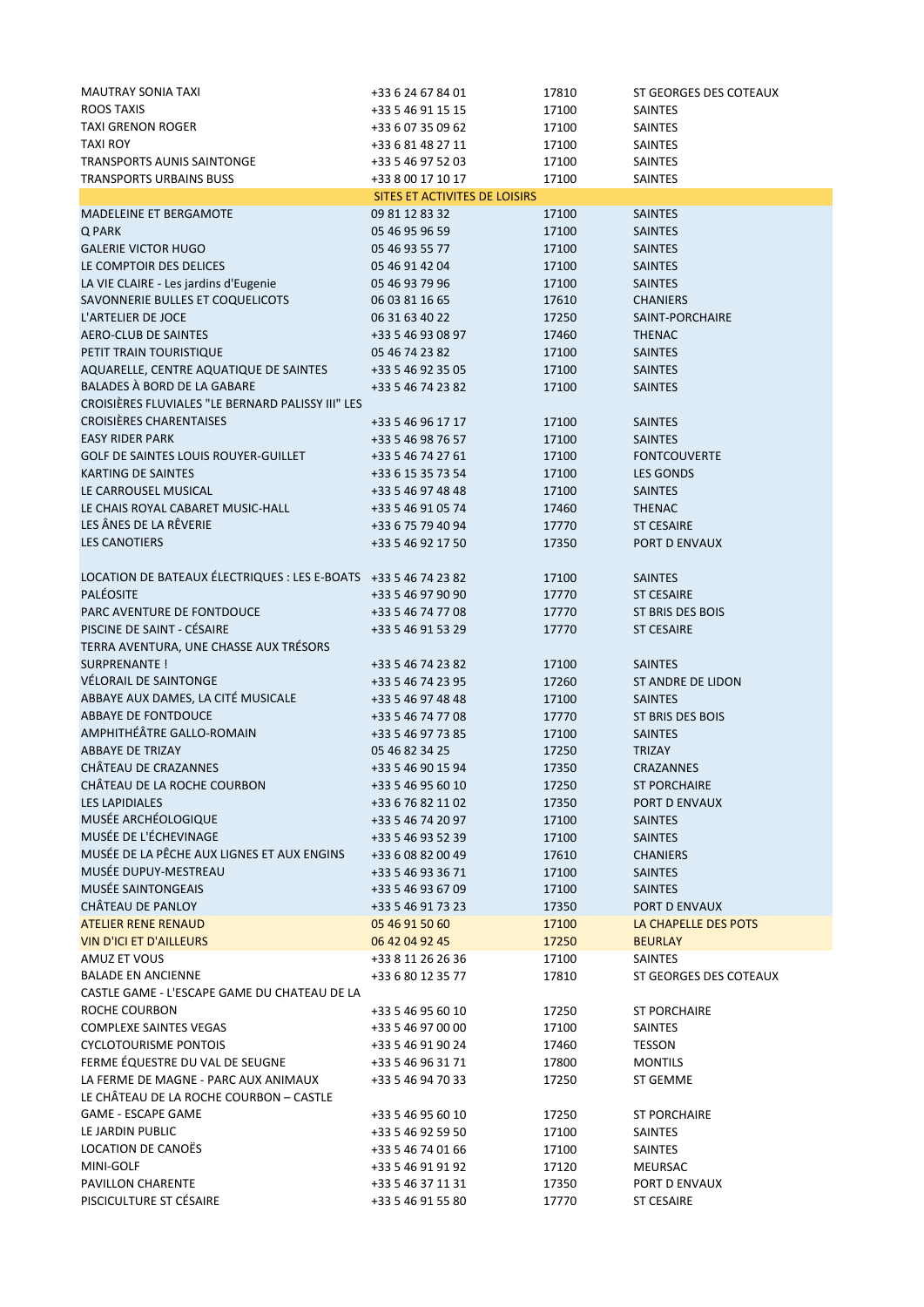| | | | |
|---|---|---|---|
| MAUTRAY SONIA TAXI | +33 6 24 67 84 01 | 17810 | ST GEORGES DES COTEAUX |
| ROOS TAXIS | +33 5 46 91 15 15 | 17100 | SAINTES |
| TAXI GRENON ROGER | +33 6 07 35 09 62 | 17100 | SAINTES |
| TAXI ROY | +33 6 81 48 27 11 | 17100 | SAINTES |
| TRANSPORTS AUNIS SAINTONGE | +33 5 46 97 52 03 | 17100 | SAINTES |
| TRANSPORTS URBAINS BUSS | +33 8 00 17 10 17 | 17100 | SAINTES |
| | SITES ET ACTIVITES DE LOISIRS | | |
| MADELEINE ET BERGAMOTE | 09 81 12 83 32 | 17100 | SAINTES |
| Q PARK | 05 46 95 96 59 | 17100 | SAINTES |
| GALERIE VICTOR HUGO | 05 46 93 55 77 | 17100 | SAINTES |
| LE COMPTOIR DES DELICES | 05 46 91 42 04 | 17100 | SAINTES |
| LA VIE CLAIRE - Les jardins d'Eugenie | 05 46 93 79 96 | 17100 | SAINTES |
| SAVONNERIE BULLES ET COQUELICOTS | 06 03 81 16 65 | 17610 | CHANIERS |
| L'ARTELIER DE JOCE | 06 31 63 40 22 | 17250 | SAINT-PORCHAIRE |
| AERO-CLUB DE SAINTES | +33 5 46 93 08 97 | 17460 | THENAC |
| PETIT TRAIN TOURISTIQUE | 05 46 74 23 82 | 17100 | SAINTES |
| AQUARELLE, CENTRE AQUATIQUE DE SAINTES | +33 5 46 92 35 05 | 17100 | SAINTES |
| BALADES À BORD DE LA GABARE | +33 5 46 74 23 82 | 17100 | SAINTES |
| CROISIÈRES FLUVIALES "LE BERNARD PALISSY III" LES CROISIÈRES CHARENTAISES | +33 5 46 96 17 17 | 17100 | SAINTES |
| EASY RIDER PARK | +33 5 46 98 76 57 | 17100 | SAINTES |
| GOLF DE SAINTES LOUIS ROUYER-GUILLET | +33 5 46 74 27 61 | 17100 | FONTCOUVERTE |
| KARTING DE SAINTES | +33 6 15 35 73 54 | 17100 | LES GONDS |
| LE CARROUSEL MUSICAL | +33 5 46 97 48 48 | 17100 | SAINTES |
| LE CHAIS ROYAL CABARET MUSIC-HALL | +33 5 46 91 05 74 | 17460 | THENAC |
| LES ÂNES DE LA RÊVERIE | +33 6 75 79 40 94 | 17770 | ST CESAIRE |
| LES CANOTIERS | +33 5 46 92 17 50 | 17350 | PORT D ENVAUX |
| LOCATION DE BATEAUX ÉLECTRIQUES : LES E-BOATS | +33 5 46 74 23 82 | 17100 | SAINTES |
| PALÉOSITE | +33 5 46 97 90 90 | 17770 | ST CESAIRE |
| PARC AVENTURE DE FONTDOUCE | +33 5 46 74 77 08 | 17770 | ST BRIS DES BOIS |
| PISCINE DE SAINT - CÉSAIRE | +33 5 46 91 53 29 | 17770 | ST CESAIRE |
| TERRA AVENTURA, UNE CHASSE AUX TRÉSORS SURPRENANTE ! | +33 5 46 74 23 82 | 17100 | SAINTES |
| VÉLORAIL DE SAINTONGE | +33 5 46 74 23 95 | 17260 | ST ANDRE DE LIDON |
| ABBAYE AUX DAMES, LA CITÉ MUSICALE | +33 5 46 97 48 48 | 17100 | SAINTES |
| ABBAYE DE FONTDOUCE | +33 5 46 74 77 08 | 17770 | ST BRIS DES BOIS |
| AMPHITHÉÂTRE GALLO-ROMAIN | +33 5 46 97 73 85 | 17100 | SAINTES |
| ABBAYE DE TRIZAY | 05 46 82 34 25 | 17250 | TRIZAY |
| CHÂTEAU DE CRAZANNES | +33 5 46 90 15 94 | 17350 | CRAZANNES |
| CHÂTEAU DE LA ROCHE COURBON | +33 5 46 95 60 10 | 17250 | ST PORCHAIRE |
| LES LAPIDIALES | +33 6 76 82 11 02 | 17350 | PORT D ENVAUX |
| MUSÉE ARCHÉOLOGIQUE | +33 5 46 74 20 97 | 17100 | SAINTES |
| MUSÉE DE L'ÉCHEVINAGE | +33 5 46 93 52 39 | 17100 | SAINTES |
| MUSÉE DE LA PÊCHE AUX LIGNES ET AUX ENGINS | +33 6 08 82 00 49 | 17610 | CHANIERS |
| MUSÉE DUPUY-MESTREAU | +33 5 46 93 36 71 | 17100 | SAINTES |
| MUSÉE SAINTONGEAIS | +33 5 46 93 67 09 | 17100 | SAINTES |
| CHÂTEAU DE PANLOY | +33 5 46 91 73 23 | 17350 | PORT D ENVAUX |
| ATELIER RENE RENAUD | 05 46 91 50 60 | 17100 | LA CHAPELLE DES POTS |
| VIN D'ICI ET D'AILLEURS | 06 42 04 92 45 | 17250 | BEURLAY |
| AMUZ ET VOUS | +33 8 11 26 26 36 | 17100 | SAINTES |
| BALADE EN ANCIENNE | +33 6 80 12 35 77 | 17810 | ST GEORGES DES COTEAUX |
| CASTLE GAME - L'ESCAPE GAME DU CHATEAU DE LA ROCHE COURBON | +33 5 46 95 60 10 | 17250 | ST PORCHAIRE |
| COMPLEXE SAINTES VEGAS | +33 5 46 97 00 00 | 17100 | SAINTES |
| CYCLOTOURISME PONTOIS | +33 5 46 91 90 24 | 17460 | TESSON |
| FERME ÉQUESTRE DU VAL DE SEUGNE | +33 5 46 96 31 71 | 17800 | MONTILS |
| LA FERME DE MAGNE - PARC AUX ANIMAUX | +33 5 46 94 70 33 | 17250 | ST GEMME |
| LE CHÂTEAU DE LA ROCHE COURBON – CASTLE GAME - ESCAPE GAME | +33 5 46 95 60 10 | 17250 | ST PORCHAIRE |
| LE JARDIN PUBLIC | +33 5 46 92 59 50 | 17100 | SAINTES |
| LOCATION DE CANOËS | +33 5 46 74 01 66 | 17100 | SAINTES |
| MINI-GOLF | +33 5 46 91 91 92 | 17120 | MEURSAC |
| PAVILLON CHARENTE | +33 5 46 37 11 31 | 17350 | PORT D ENVAUX |
| PISCICULTURE ST CÉSAIRE | +33 5 46 91 55 80 | 17770 | ST CESAIRE |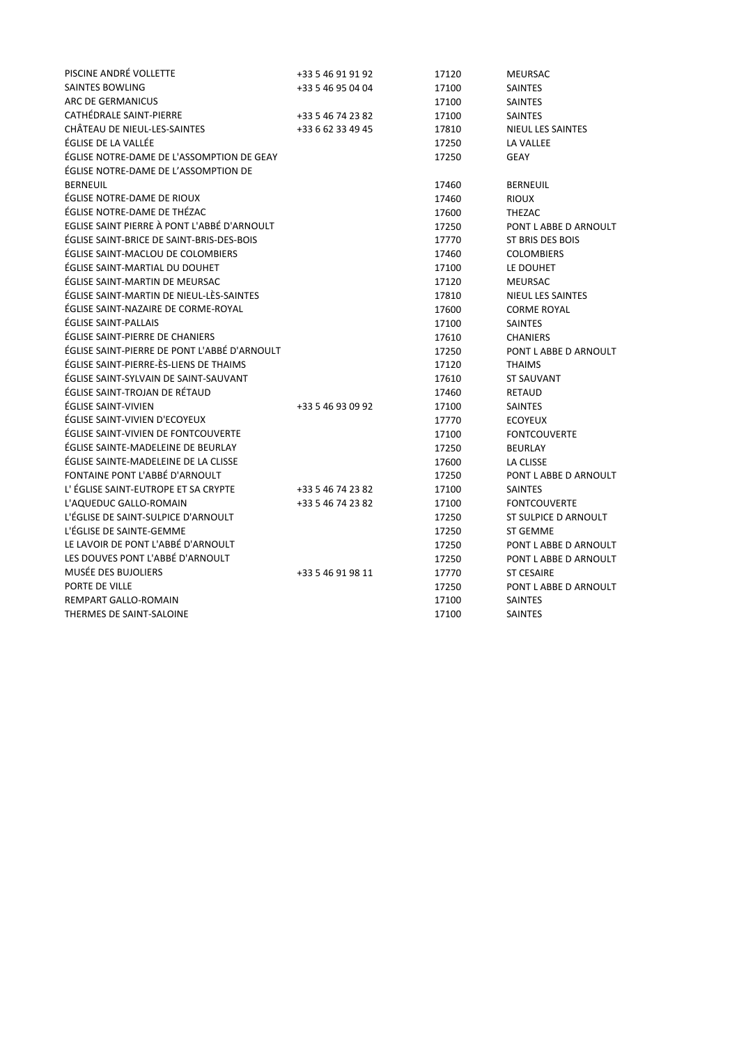| | | | |
|---|---|---|---|
| PISCINE ANDRÉ VOLLETTE | +33 5 46 91 91 92 | 17120 | MEURSAC |
| SAINTES BOWLING | +33 5 46 95 04 04 | 17100 | SAINTES |
| ARC DE GERMANICUS | | 17100 | SAINTES |
| CATHÉDRALE SAINT-PIERRE | +33 5 46 74 23 82 | 17100 | SAINTES |
| CHÂTEAU DE NIEUL-LES-SAINTES | +33 6 62 33 49 45 | 17810 | NIEUL LES SAINTES |
| ÉGLISE DE LA VALLÉE | | 17250 | LA VALLEE |
| ÉGLISE NOTRE-DAME DE L'ASSOMPTION DE GEAY | | 17250 | GEAY |
| ÉGLISE NOTRE-DAME DE L'ASSOMPTION DE BERNEUIL | | 17460 | BERNEUIL |
| ÉGLISE NOTRE-DAME DE RIOUX | | 17460 | RIOUX |
| ÉGLISE NOTRE-DAME DE THÉZAC | | 17600 | THEZAC |
| EGLISE SAINT PIERRE À PONT L'ABBÉ D'ARNOULT | | 17250 | PONT L ABBE D ARNOULT |
| ÉGLISE SAINT-BRICE DE SAINT-BRIS-DES-BOIS | | 17770 | ST BRIS DES BOIS |
| ÉGLISE SAINT-MACLOU DE COLOMBIERS | | 17460 | COLOMBIERS |
| ÉGLISE SAINT-MARTIAL DU DOUHET | | 17100 | LE DOUHET |
| ÉGLISE SAINT-MARTIN DE MEURSAC | | 17120 | MEURSAC |
| ÉGLISE SAINT-MARTIN DE NIEUL-LÈS-SAINTES | | 17810 | NIEUL LES SAINTES |
| ÉGLISE SAINT-NAZAIRE DE CORME-ROYAL | | 17600 | CORME ROYAL |
| ÉGLISE SAINT-PALLAIS | | 17100 | SAINTES |
| ÉGLISE SAINT-PIERRE DE CHANIERS | | 17610 | CHANIERS |
| ÉGLISE SAINT-PIERRE DE PONT L'ABBÉ D'ARNOULT | | 17250 | PONT L ABBE D ARNOULT |
| ÉGLISE SAINT-PIERRE-ÈS-LIENS DE THAIMS | | 17120 | THAIMS |
| ÉGLISE SAINT-SYLVAIN DE SAINT-SAUVANT | | 17610 | ST SAUVANT |
| ÉGLISE SAINT-TROJAN DE RÉTAUD | | 17460 | RETAUD |
| ÉGLISE SAINT-VIVIEN | +33 5 46 93 09 92 | 17100 | SAINTES |
| ÉGLISE SAINT-VIVIEN D'ECOYEUX | | 17770 | ECOYEUX |
| ÉGLISE SAINT-VIVIEN DE FONTCOUVERTE | | 17100 | FONTCOUVERTE |
| ÉGLISE SAINTE-MADELEINE DE BEURLAY | | 17250 | BEURLAY |
| ÉGLISE SAINTE-MADELEINE DE LA CLISSE | | 17600 | LA CLISSE |
| FONTAINE PONT L'ABBÉ D'ARNOULT | | 17250 | PONT L ABBE D ARNOULT |
| L' ÉGLISE SAINT-EUTROPE ET SA CRYPTE | +33 5 46 74 23 82 | 17100 | SAINTES |
| L'AQUEDUC GALLO-ROMAIN | +33 5 46 74 23 82 | 17100 | FONTCOUVERTE |
| L'ÉGLISE DE SAINT-SULPICE D'ARNOULT | | 17250 | ST SULPICE D ARNOULT |
| L'ÉGLISE DE SAINTE-GEMME | | 17250 | ST GEMME |
| LE LAVOIR DE PONT L'ABBÉ D'ARNOULT | | 17250 | PONT L ABBE D ARNOULT |
| LES DOUVES PONT L'ABBÉ D'ARNOULT | | 17250 | PONT L ABBE D ARNOULT |
| MUSÉE DES BUJOLIERS | +33 5 46 91 98 11 | 17770 | ST CESAIRE |
| PORTE DE VILLE | | 17250 | PONT L ABBE D ARNOULT |
| REMPART GALLO-ROMAIN | | 17100 | SAINTES |
| THERMES DE SAINT-SALOINE | | 17100 | SAINTES |